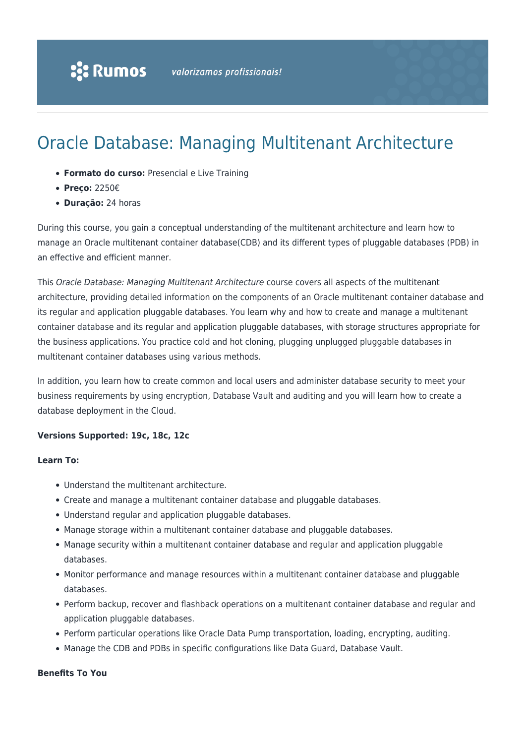# Oracle Database: Managing Multitenant Architecture

- **Formato do curso:** Presencial e Live Training
- **Preço:** 2250€
- **Duração:** 24 horas

During this course, you gain a conceptual understanding of the multitenant architecture and learn how to manage an Oracle multitenant container database(CDB) and its different types of pluggable databases (PDB) in an effective and efficient manner.

This *Oracle Database: Managing Multitenant Architecture* course covers all aspects of the multitenant architecture, providing detailed information on the components of an Oracle multitenant container database and its regular and application pluggable databases. You learn why and how to create and manage a multitenant container database and its regular and application pluggable databases, with storage structures appropriate for the business applications. You practice cold and hot cloning, plugging unplugged pluggable databases in multitenant container databases using various methods.

In addition, you learn how to create common and local users and administer database security to meet your business requirements by using encryption, Database Vault and auditing and you will learn how to create a database deployment in the Cloud.

**Versions Supported: 19c, 18c, 12c**

**Learn To:**

- Understand the multitenant architecture.
- Create and manage a multitenant container database and pluggable databases.
- Understand regular and application pluggable databases.
- Manage storage within a multitenant container database and pluggable databases.
- Manage security within a multitenant container database and regular and application pluggable databases.
- Monitor performance and manage resources within a multitenant container database and pluggable databases.
- Perform backup, recover and flashback operations on a multitenant container database and regular and application pluggable databases.
- Perform particular operations like Oracle Data Pump transportation, loading, encrypting, auditing.
- Manage the CDB and PDBs in specific configurations like Data Guard, Database Vault.

**Benefits To You**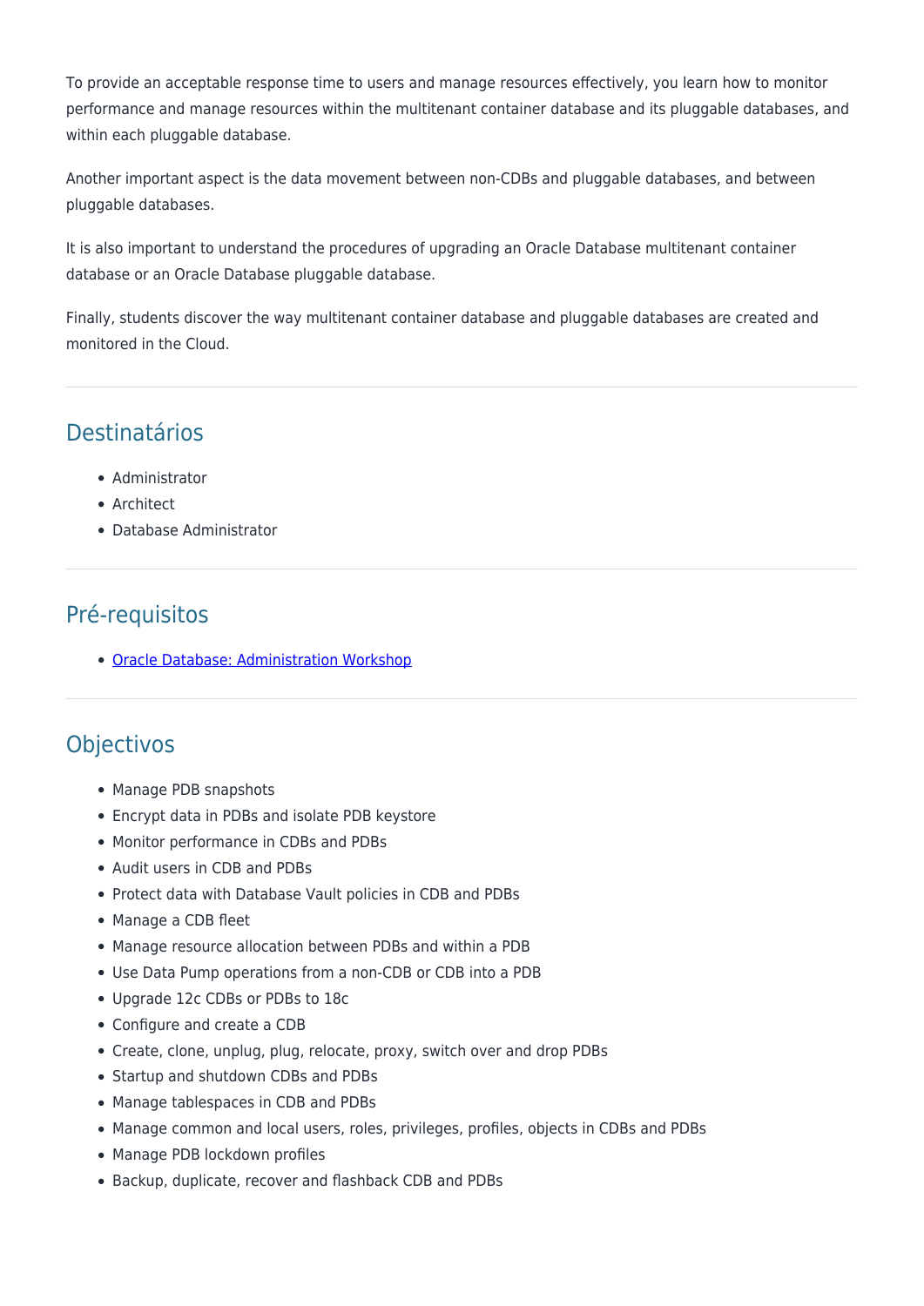To provide an acceptable response time to users and manage resources effectively, you learn how to monitor performance and manage resources within the multitenant container database and its pluggable databases, and within each pluggable database.

Another important aspect is the data movement between non-CDBs and pluggable databases, and between pluggable databases.

It is also important to understand the procedures of upgrading an Oracle Database multitenant container database or an Oracle Database pluggable database.

Finally, students discover the way multitenant container database and pluggable databases are created and monitored in the Cloud.

---

## Destinatários

- Administrator
- Architect
- Database Administrator

---

## Pré-requisitos

- Oracle Database: Administration Workshop

---

## Objectivos

- Manage PDB snapshots
- Encrypt data in PDBs and isolate PDB keystore
- Monitor performance in CDBs and PDBs
- Audit users in CDB and PDBs
- Protect data with Database Vault policies in CDB and PDBs
- Manage a CDB fleet
- Manage resource allocation between PDBs and within a PDB
- Use Data Pump operations from a non-CDB or CDB into a PDB
- Upgrade 12c CDBs or PDBs to 18c
- Configure and create a CDB
- Create, clone, unplug, plug, relocate, proxy, switch over and drop PDBs
- Startup and shutdown CDBs and PDBs
- Manage tablespaces in CDB and PDBs
- Manage common and local users, roles, privileges, profiles, objects in CDBs and PDBs
- Manage PDB lockdown profiles
- Backup, duplicate, recover and flashback CDB and PDBs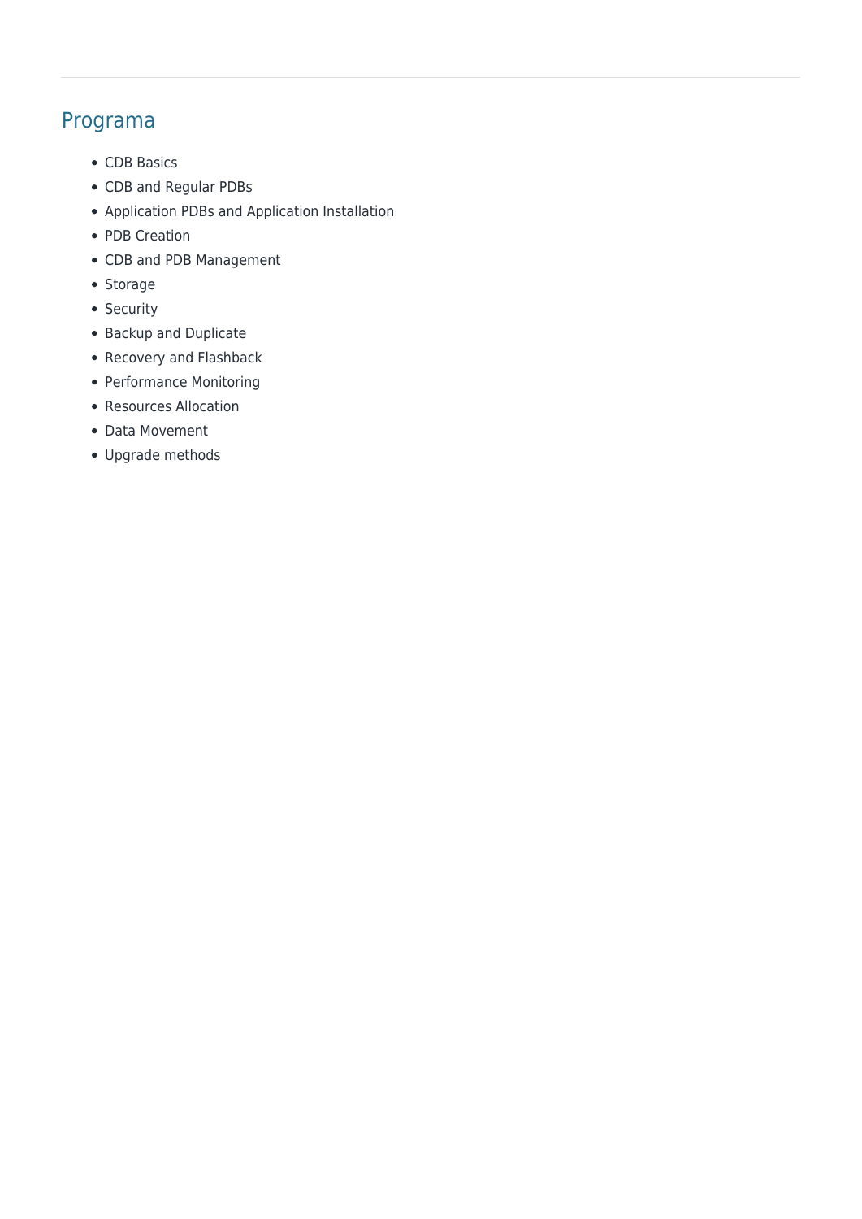## Programa

- CDB Basics
- CDB and Regular PDBs
- Application PDBs and Application Installation
- PDB Creation
- CDB and PDB Management
- Storage
- Security
- Backup and Duplicate
- Recovery and Flashback
- Performance Monitoring
- Resources Allocation
- Data Movement
- Upgrade methods